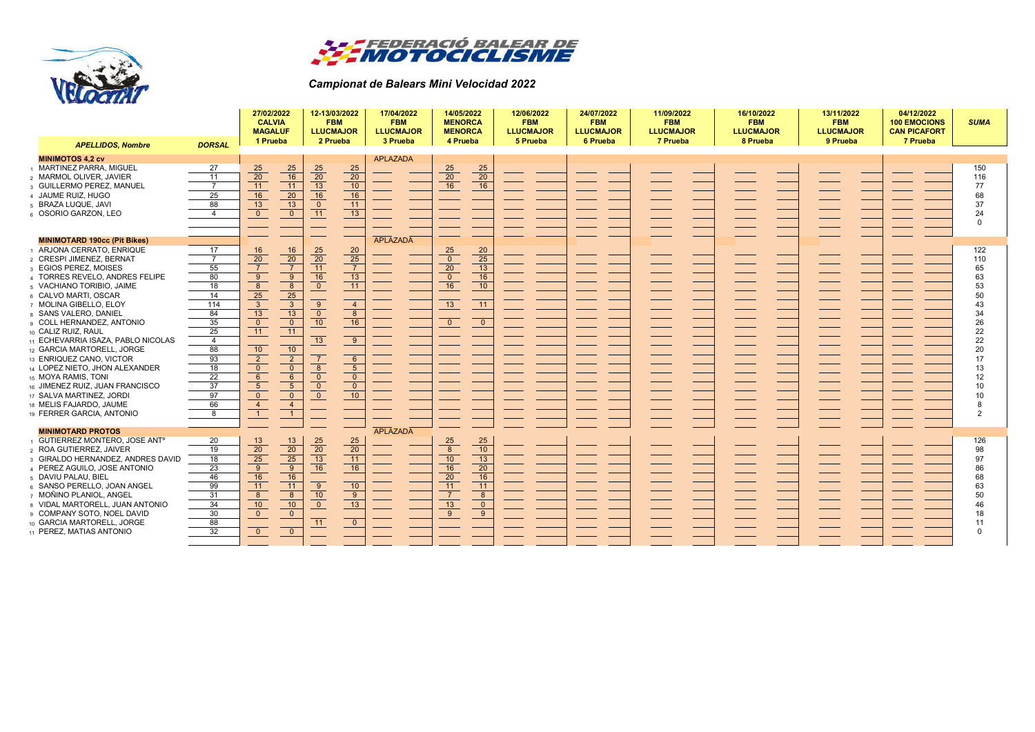# Campionat de Balears Mini Velocidad 2022

FEDERACIÓ BALEAR DE MOTOCICLISME

| # | APELLIDOS, Nombre | DORSAL | 27/02/2022 CALVIA MAGALUF 1 Prueba | | 12-13/03/2022 FBM LLUCMAJOR 2 Prueba | | 17/04/2022 FBM LLUCMAJOR 3 Prueba | | 14/05/2022 MENORCA MENORCA 4 Prueba | | 12/06/2022 FBM LLUCMAJOR 5 Prueba | | 24/07/2022 FBM LLUCMAJOR 6 Prueba | | 11/09/2022 FBM LLUCMAJOR 7 Prueba | | 16/10/2022 FBM LLUCMAJOR 8 Prueba | | 13/11/2022 FBM LLUCMAJOR 9 Prueba | | 04/12/2022 100 EMOCIONS CAN PICAFORT 7 Prueba | | SUMA |
|---|---|---|---|---|---|---|---|---|---|---|---|---|---|---|---|---|---|---|---|---|---|---|---|
| | **MINIMOTOS 4,2 cv** | | | | | | APLAZADA | | | | | | | | | | | | | | | | |
| 1 | MARTINEZ PARRA, MIGUEL | 27 | 25 | 25 | 25 | 25 | | | 25 | 25 | | | | | | | | | | | | | 150 |
| 2 | MARMOL OLIVER, JAVIER | 11 | 20 | 16 | 20 | 20 | | | 20 | 20 | | | | | | | | | | | | | 116 |
| 3 | GUILLERMO PEREZ, MANUEL | 7 | 11 | 11 | 13 | 10 | | | 16 | 16 | | | | | | | | | | | | | 77 |
| 4 | JAUME RUIZ, HUGO | 25 | 16 | 20 | 16 | 16 | | | | | | | | | | | | | | | | | 68 |
| 5 | BRAZA LUQUE, JAVI | 88 | 13 | 13 | 0 | 11 | | | | | | | | | | | | | | | | | 37 |
| 6 | OSORIO GARZON, LEO | 4 | 0 | 0 | 11 | 13 | | | | | | | | | | | | | | | | | 24 |
| | | | | | | | | | | | | | | | | | | | | | | | 0 |
| | **MINIMOTARD 190cc (Pit Bikes)** | | | | | | APLAZADA | | | | | | | | | | | | | | | | |
| 1 | ARJONA CERRATO, ENRIQUE | 17 | 16 | 16 | 25 | 20 | | | 25 | 20 | | | | | | | | | | | | | 122 |
| 2 | CRESPI JIMENEZ, BERNAT | 7 | 20 | 20 | 20 | 25 | | | 0 | 25 | | | | | | | | | | | | | 110 |
| 3 | EGIOS PEREZ, MOISES | 55 | 7 | 7 | 11 | 7 | | | 20 | 13 | | | | | | | | | | | | | 65 |
| 4 | TORRES REVELO, ANDRES FELIPE | 80 | 9 | 9 | 16 | 13 | | | 0 | 16 | | | | | | | | | | | | | 63 |
| 5 | VACHIANO TORIBIO, JAIME | 18 | 8 | 8 | 0 | 11 | | | 16 | 10 | | | | | | | | | | | | | 53 |
| 6 | CALVO MARTI, OSCAR | 14 | 25 | 25 | | | | | | | | | | | | | | | | | | | 50 |
| 7 | MOLINA GIBELLO, ELOY | 114 | 3 | 3 | 9 | 4 | | | 13 | 11 | | | | | | | | | | | | | 43 |
| 8 | SANS VALERO, DANIEL | 84 | 13 | 13 | 0 | 8 | | | | | | | | | | | | | | | | | 34 |
| 9 | COLL HERNANDEZ, ANTONIO | 35 | 0 | 0 | 10 | 16 | | | 0 | 0 | | | | | | | | | | | | | 26 |
| 10 | CALIZ RUIZ, RAUL | 25 | 11 | 11 | | | | | | | | | | | | | | | | | | | 22 |
| 11 | ECHEVARRIA ISAZA, PABLO NICOLAS | 4 | | | 13 | 9 | | | | | | | | | | | | | | | | | 22 |
| 12 | GARCIA MARTORELL, JORGE | 88 | 10 | 10 | | | | | | | | | | | | | | | | | | | 20 |
| 13 | ENRIQUEZ CANO, VICTOR | 93 | 2 | 2 | 7 | 6 | | | | | | | | | | | | | | | | | 17 |
| 14 | LOPEZ NIETO, JHON ALEXANDER | 18 | 0 | 0 | 8 | 5 | | | | | | | | | | | | | | | | | 13 |
| 15 | MOYA RAMIS, TONI | 22 | 6 | 6 | 0 | 0 | | | | | | | | | | | | | | | | | 12 |
| 16 | JIMENEZ RUIZ, JUAN FRANCISCO | 37 | 5 | 5 | 0 | 0 | | | | | | | | | | | | | | | | | 10 |
| 17 | SALVA MARTINEZ, JORDI | 97 | 0 | 0 | 0 | 10 | | | | | | | | | | | | | | | | | 10 |
| 18 | MELIS FAJARDO, JAUME | 66 | 4 | 4 | | | | | | | | | | | | | | | | | | | 8 |
| 19 | FERRER GARCIA, ANTONIO | 8 | 1 | 1 | | | | | | | | | | | | | | | | | | | 2 |
| | **MINIMOTARD PROTOS** | | | | | | APLAZADA | | | | | | | | | | | | | | | | |
| 1 | GUTIERREZ MONTERO, JOSE ANTº | 20 | 13 | 13 | 25 | 25 | | | 25 | 25 | | | | | | | | | | | | | 126 |
| 2 | ROA GUTIERREZ, JAIVER | 19 | 20 | 20 | 20 | 20 | | | 8 | 10 | | | | | | | | | | | | | 98 |
| 3 | GIRALDO HERNANDEZ, ANDRES DAVID | 18 | 25 | 25 | 13 | 11 | | | 10 | 13 | | | | | | | | | | | | | 97 |
| 4 | PEREZ AGUILO, JOSE ANTONIO | 23 | 9 | 9 | 16 | 16 | | | 16 | 20 | | | | | | | | | | | | | 86 |
| 5 | DAVIU PALAU, BIEL | 46 | 16 | 16 | | | | | 20 | 16 | | | | | | | | | | | | | 68 |
| 6 | SANSO PERELLO, JOAN ANGEL | 99 | 11 | 11 | 9 | 10 | | | 11 | 11 | | | | | | | | | | | | | 63 |
| 7 | MOÑINO PLANIOL, ANGEL | 31 | 8 | 8 | 10 | 9 | | | 7 | 8 | | | | | | | | | | | | | 50 |
| 8 | VIDAL MARTORELL, JUAN ANTONIO | 34 | 10 | 10 | 0 | 13 | | | 13 | 0 | | | | | | | | | | | | | 46 |
| 9 | COMPANY SOTO, NOEL DAVID | 30 | 0 | 0 | | | | | 9 | 9 | | | | | | | | | | | | | 18 |
| 10 | GARCIA MARTORELL, JORGE | 88 | | | 11 | 0 | | | | | | | | | | | | | | | | | 11 |
| 11 | PEREZ, MATIAS ANTONIO | 32 | 0 | 0 | | | | | | | | | | | | | | | | | | | 0 |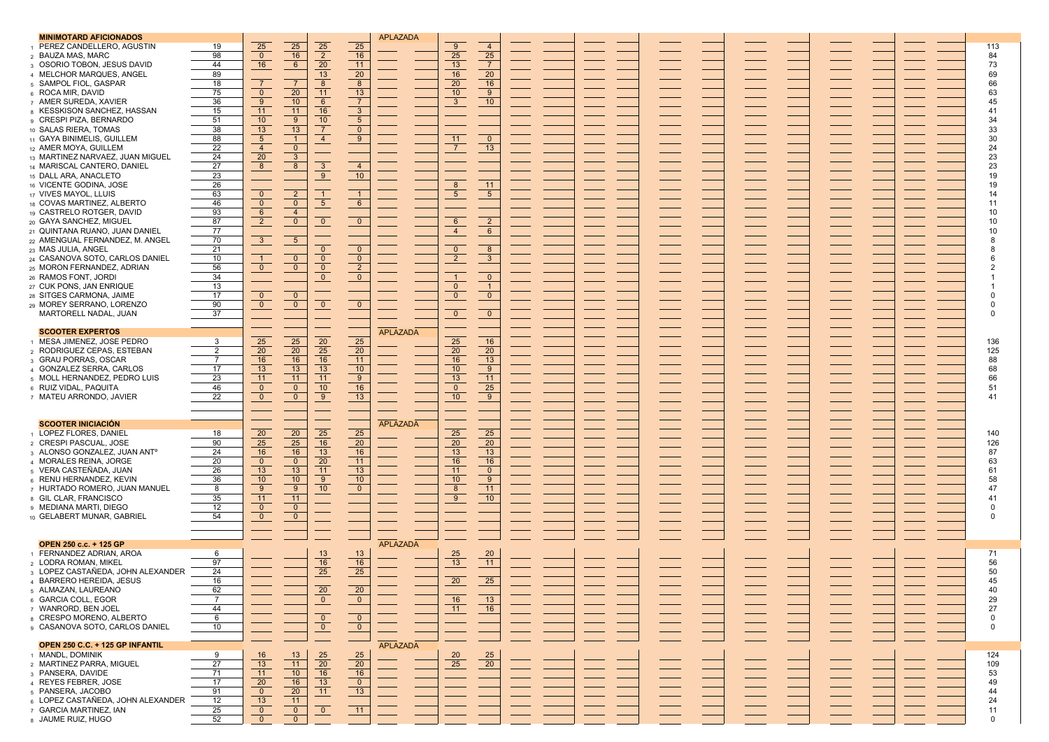| | | | | | | | | | | | |
|---|---|---|---|---|---|---|---|---|---|---|---|
| | **MINIMOTARD AFICIONADOS** | | | | | | APLAZADA | | | | |
| 1 | PEREZ CANDELLERO, AGUSTIN | 19 | 25 | 25 | 25 | 25 | | | 9 | 4 | 113 |
| 2 | BAUZA MAS, MARC | 98 | 0 | 16 | 2 | 16 | | | 25 | 25 | 84 |
| 3 | OSORIO TOBON, JESUS DAVID | 44 | 16 | 6 | 20 | 11 | | | 13 | 7 | 73 |
| 4 | MELCHOR MARQUES, ANGEL | 89 | | | 13 | 20 | | | 16 | 20 | 69 |
| 5 | SAMPOL FIOL, GASPAR | 18 | 7 | 7 | 8 | 8 | | | 20 | 16 | 66 |
| 6 | ROCA MIR, DAVID | 75 | 0 | 20 | 11 | 13 | | | 10 | 9 | 63 |
| 7 | AMER SUREDA, XAVIER | 36 | 9 | 10 | 6 | 7 | | | 3 | 10 | 45 |
| 8 | KESSKISON SANCHEZ, HASSAN | 15 | 11 | 11 | 16 | 3 | | | | | 41 |
| 9 | CRESPI PIZA, BERNARDO | 51 | 10 | 9 | 10 | 5 | | | | | 34 |
| 10 | SALAS RIERA, TOMAS | 38 | 13 | 13 | 7 | 0 | | | | | 33 |
| 11 | GAYA BINIMELIS, GUILLEM | 88 | 5 | 1 | 4 | 9 | | | 11 | 0 | 30 |
| 12 | AMER MOYA, GUILLEM | 22 | 4 | 0 | | | | | 7 | 13 | 24 |
| 13 | MARTINEZ NARVAEZ, JUAN MIGUEL | 24 | 20 | 3 | | | | | | | 23 |
| 14 | MARISCAL CANTERO, DANIEL | 27 | 8 | 8 | 3 | 4 | | | | | 23 |
| 15 | DALL ARA, ANACLETO | 23 | | | 9 | 10 | | | | | 19 |
| 16 | VICENTE GODINA, JOSE | 26 | | | | | | | 8 | 11 | 19 |
| 17 | VIVES MAYOL, LLUIS | 63 | 0 | 2 | 1 | 1 | | | 5 | 5 | 14 |
| 18 | COVAS MARTINEZ, ALBERTO | 46 | 0 | 0 | 5 | 6 | | | | | 11 |
| 19 | CASTRELO ROTGER, DAVID | 93 | 6 | 4 | | | | | | | 10 |
| 20 | GAYA SANCHEZ, MIGUEL | 87 | 2 | 0 | 0 | 0 | | | 6 | 2 | 10 |
| 21 | QUINTANA RUANO, JUAN DANIEL | 77 | | | | | | | 4 | 6 | 10 |
| 22 | AMENGUAL FERNANDEZ, M. ANGEL | 70 | 3 | 5 | | | | | | | 8 |
| 23 | MAS JULIA, ANGEL | 21 | | | 0 | 0 | | | 0 | 8 | 8 |
| 24 | CASANOVA SOTO, CARLOS DANIEL | 10 | 1 | 0 | 0 | 0 | | | 2 | 3 | 6 |
| 25 | MORON FERNANDEZ, ADRIAN | 56 | 0 | 0 | 0 | 2 | | | | | 2 |
| 26 | RAMOS FONT, JORDI | 34 | | | 0 | 0 | | | 1 | 0 | 1 |
| 27 | CUK PONS, JAN ENRIQUE | 13 | | | | | | | 0 | 1 | 1 |
| 28 | SITGES CARMONA, JAIME | 17 | 0 | 0 | | | | | 0 | 0 | 0 |
| 29 | MOREY SERRANO, LORENZO | 90 | 0 | 0 | 0 | 0 | | | | | 0 |
| | MARTORELL NADAL, JUAN | 37 | | | | | | | 0 | 0 | 0 |
| | **SCOOTER EXPERTOS** | | | | | | APLAZADA | | | | |
| 1 | MESA JIMENEZ, JOSE PEDRO | 3 | 25 | 25 | 20 | 25 | | | 25 | 16 | 136 |
| 2 | RODRIGUEZ CEPAS, ESTEBAN | 2 | 20 | 20 | 25 | 20 | | | 20 | 20 | 125 |
| 3 | GRAU PORRAS, OSCAR | 7 | 16 | 16 | 16 | 11 | | | 16 | 13 | 88 |
| 4 | GONZALEZ SERRA, CARLOS | 17 | 13 | 13 | 13 | 10 | | | 10 | 9 | 68 |
| 5 | MOLL HERNANDEZ, PEDRO LUIS | 23 | 11 | 11 | 11 | 9 | | | 13 | 11 | 66 |
| 6 | RUIZ VIDAL, PAQUITA | 46 | 0 | 0 | 10 | 16 | | | 0 | 25 | 51 |
| 7 | MATEU ARRONDO, JAVIER | 22 | 0 | 0 | 9 | 13 | | | 10 | 9 | 41 |
| | **SCOOTER INICIACIÓN** | | | | | | APLAZADA | | | | |
| 1 | LOPEZ FLORES, DANIEL | 18 | 20 | 20 | 25 | 25 | | | 25 | 25 | 140 |
| 2 | CRESPI PASCUAL, JOSE | 90 | 25 | 25 | 16 | 20 | | | 20 | 20 | 126 |
| 3 | ALONSO GONZALEZ, JUAN ANTº | 24 | 16 | 16 | 13 | 16 | | | 13 | 13 | 87 |
| 4 | MORALES REINA, JORGE | 20 | 0 | 0 | 20 | 11 | | | 16 | 16 | 63 |
| 5 | VERA CASTEÑADA, JUAN | 26 | 13 | 13 | 11 | 13 | | | 11 | 0 | 61 |
| 6 | RENU HERNANDEZ, KEVIN | 36 | 10 | 10 | 9 | 10 | | | 10 | 9 | 58 |
| 7 | HURTADO ROMERO, JUAN MANUEL | 8 | 9 | 9 | 10 | 0 | | | 8 | 11 | 47 |
| 8 | GIL CLAR, FRANCISCO | 35 | 11 | 11 | | | | | 9 | 10 | 41 |
| 9 | MEDIANA MARTI, DIEGO | 12 | 0 | 0 | | | | | | | 0 |
| 10 | GELABERT MUNAR, GABRIEL | 54 | 0 | 0 | | | | | | | 0 |
| | **OPEN 250 c.c. + 125 GP** | | | | | | APLAZADA | | | | |
| 1 | FERNANDEZ ADRIAN, AROA | 6 | | | 13 | 13 | | | 25 | 20 | 71 |
| 2 | LODRA ROMAN, MIKEL | 97 | | | 16 | 16 | | | 13 | 11 | 56 |
| 3 | LOPEZ CASTAÑEDA, JOHN ALEXANDER | 24 | | | 25 | 25 | | | | | 50 |
| 4 | BARRERO HEREIDA, JESUS | 16 | | | | | | | 20 | 25 | 45 |
| 5 | ALMAZAN, LAUREANO | 62 | | | 20 | 20 | | | | | 40 |
| 6 | GARCIA COLL, EGOR | 7 | | | 0 | 0 | | | 16 | 13 | 29 |
| 7 | WANRORD, BEN JOEL | 44 | | | | | | | 11 | 16 | 27 |
| 8 | CRESPO MORENO, ALBERTO | 6 | | | 0 | 0 | | | | | 0 |
| 9 | CASANOVA SOTO, CARLOS DANIEL | 10 | | | 0 | 0 | | | | | 0 |
| | **OPEN 250 C.C. + 125 GP INFANTIL** | | | | | | APLAZADA | | | | |
| 1 | MANDL, DOMINIK | 9 | 16 | 13 | 25 | 25 | | | 20 | 25 | 124 |
| 2 | MARTINEZ PARRA, MIGUEL | 27 | 13 | 11 | 20 | 20 | | | 25 | 20 | 109 |
| 3 | PANSERA, DAVIDE | 71 | 11 | 10 | 16 | 16 | | | | | 53 |
| 4 | REYES FEBRER, JOSE | 17 | 20 | 16 | 13 | 0 | | | | | 49 |
| 5 | PANSERA, JACOBO | 91 | 0 | 20 | 11 | 13 | | | | | 44 |
| 6 | LOPEZ CASTAÑEDA, JOHN ALEXANDER | 12 | 13 | 11 | | | | | | | 24 |
| 7 | GARCIA MARTINEZ, IAN | 25 | 0 | 0 | 0 | 11 | | | | | 11 |
| 8 | JAUME RUIZ, HUGO | 52 | 0 | 0 | | | | | | | 0 |